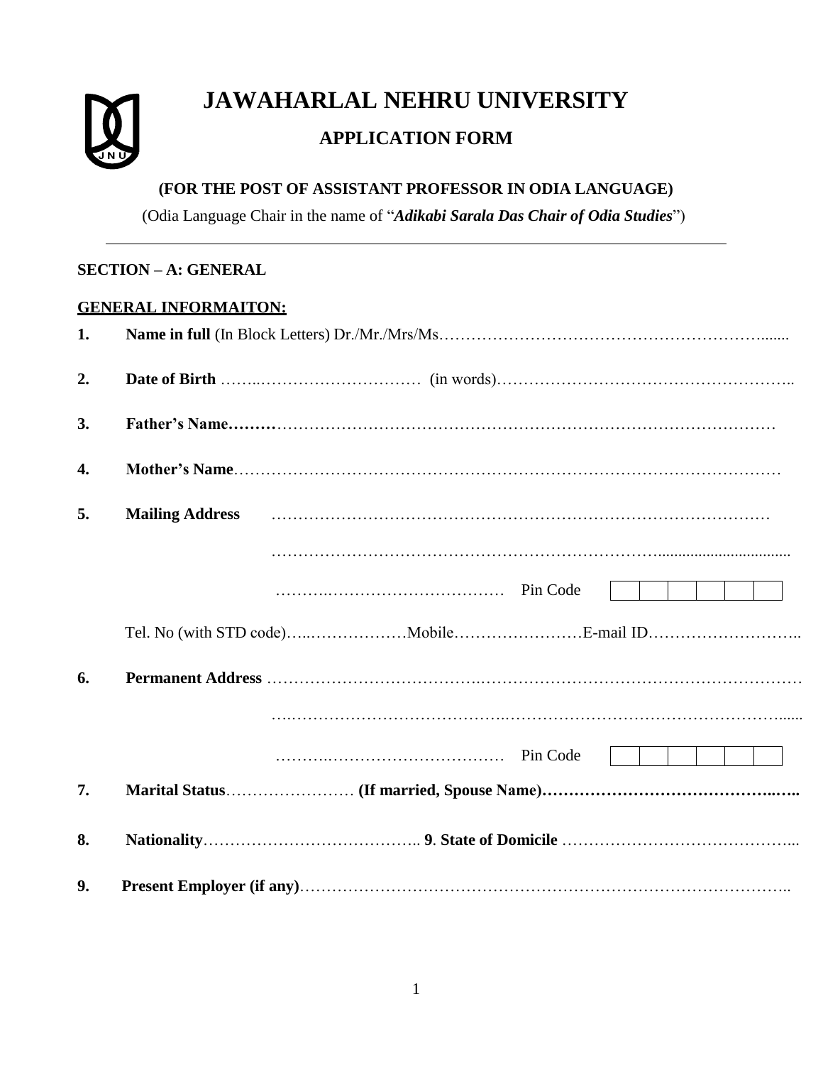# JAWAHARLAL NEHRU UNIVERSITY

## APPLICATION FORM

**(FOR THE POST OF ASSISTANT PROFESSOR IN ODIA LANGUAGE)**

(Odia Language Chair in the name of "***Adikabi Sarala Das Chair of Odia Studies***")

---

**SECTION – A: GENERAL**

**GENERAL INFORMAITON:**

**1. Name in full** (In Block Letters) Dr./Mr./Mrs/Ms……………………………………………………….......

**2. Date of Birth** ……..………………………… (in words)……………………………………………..

**3. Father's Name………**………………………………………………………………………

**4. Mother's Name**………………………………………………………………………………

**5. Mailing Address** ……………………………………………………………………………

……………………………………………………………..................................

……….…………………………… Pin Code | | | | | | |

Tel. No (with STD code)…..………………Mobile……….…………E-mail ID………………………..

**6. Permanent Address** ……………………………….……………………………………………………

….………………………………….…………………………………………......

……….…………………….…… Pin Code | | | | | | |

**7. Marital Status**…………………… **(If married, Spouse Name)…………………………………..…..**

**8. Nationality**………………………………….. **9**. **State of Domicile** ……………………………………...

**9. Present Employer (if any)**……………………………………………………………………………..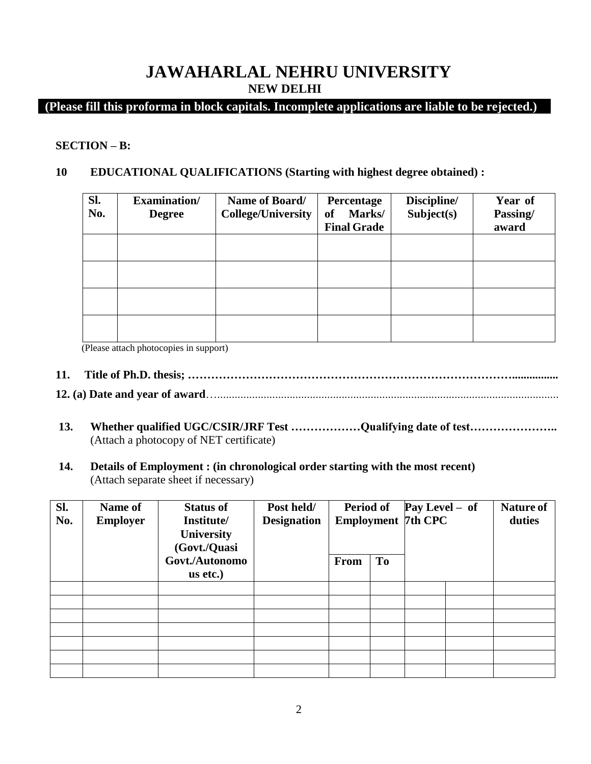# JAWAHARLAL NEHRU UNIVERSITY

## NEW DELHI

**(Please fill this proforma in block capitals. Incomplete applications are liable to be rejected.)**

**SECTION – B:**

**10 EDUCATIONAL QUALIFICATIONS (Starting with highest degree obtained) :**

| Sl. No. | Examination/ Degree | Name of Board/ College/University | Percentage of Marks/ Final Grade | Discipline/ Subject(s) | Year of Passing/ award |
|---|---|---|---|---|---|
| | | | | | |
| | | | | | |
| | | | | | |
| | | | | | |

(Please attach photocopies in support)

**11. Title of Ph.D. thesis; ………………………………………………………………………………................**

**12. (a) Date and year of award**…....................................................................................................................

**13. Whether qualified UGC/CSIR/JRF Test ………………Qualifying date of test…………………..**
(Attach a photocopy of NET certificate)

**14. Details of Employment : (in chronological order starting with the most recent)**
(Attach separate sheet if necessary)

| Sl. No. | Name of Employer | Status of Institute/ University (Govt./Quasi Govt./Autonomous etc.) | Post held/ Designation | Period of Employment | | Pay Level – of 7th CPC | | Nature of duties |
|---|---|---|---|---|---|---|---|---|
| | | | | From | To | | | |
| | | | | | | | | |
| | | | | | | | | |
| | | | | | | | | |
| | | | | | | | | |
| | | | | | | | | |
| | | | | | | | | |
| | | | | | | | | |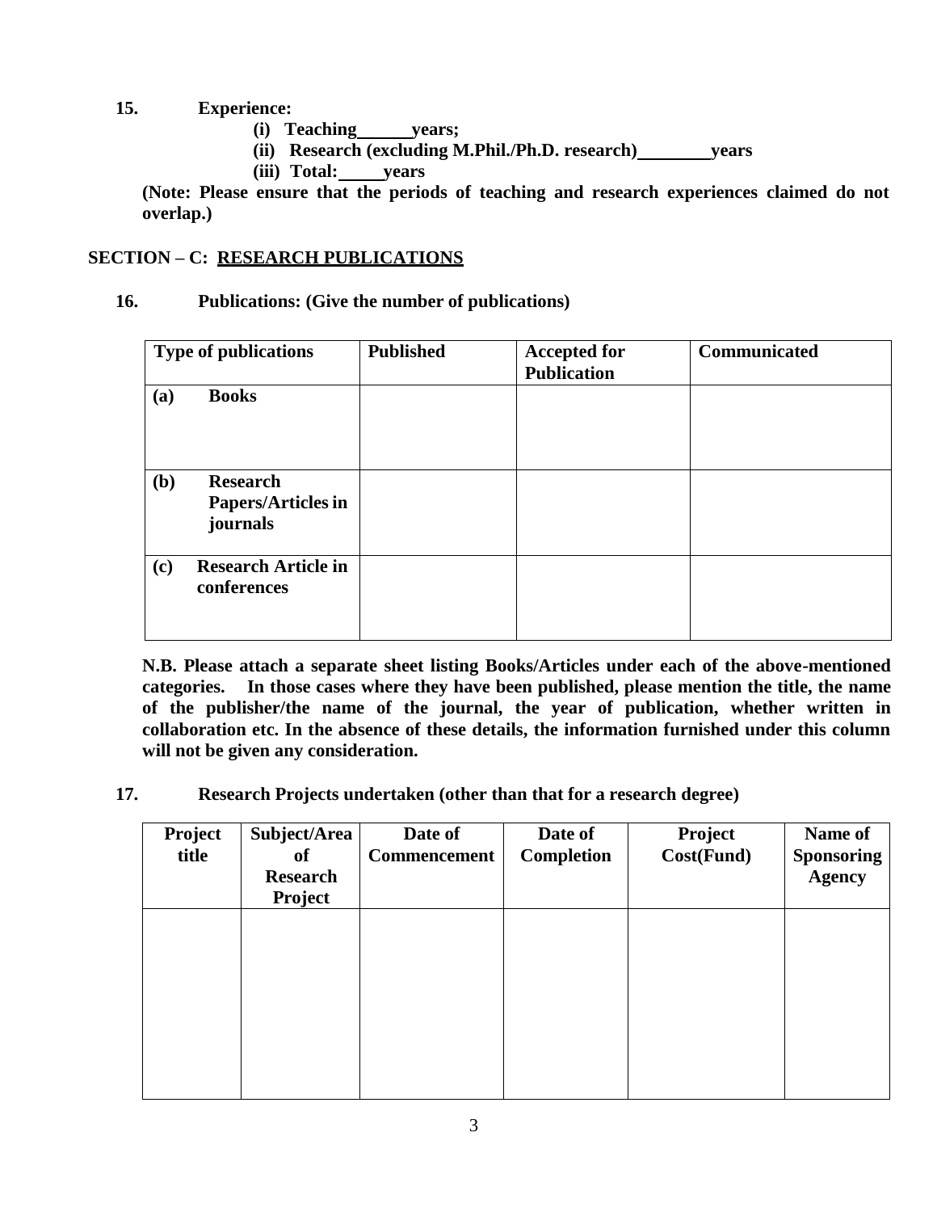**15. Experience:**

- **(i) Teaching\_\_\_\_\_\_years;**
- **(ii) Research (excluding M.Phil./Ph.D. research)\_\_\_\_\_\_\_\_years**
- **(iii) Total:\_\_\_\_\_years**

**(Note: Please ensure that the periods of teaching and research experiences claimed do not overlap.)**

## SECTION – C: RESEARCH PUBLICATIONS

**16. Publications: (Give the number of publications)**

| Type of publications | Published | Accepted for Publication | Communicated |
|---|---|---|---|
| (a) Books | | | |
| (b) Research Papers/Articles in journals | | | |
| (c) Research Article in conferences | | | |

**N.B. Please attach a separate sheet listing Books/Articles under each of the above-mentioned categories. In those cases where they have been published, please mention the title, the name of the publisher/the name of the journal, the year of publication, whether written in collaboration etc. In the absence of these details, the information furnished under this column will not be given any consideration.**

**17. Research Projects undertaken (other than that for a research degree)**

| Project title | Subject/Area of Research Project | Date of Commencement | Date of Completion | Project Cost(Fund) | Name of Sponsoring Agency |
|---|---|---|---|---|---|
| | | | | | |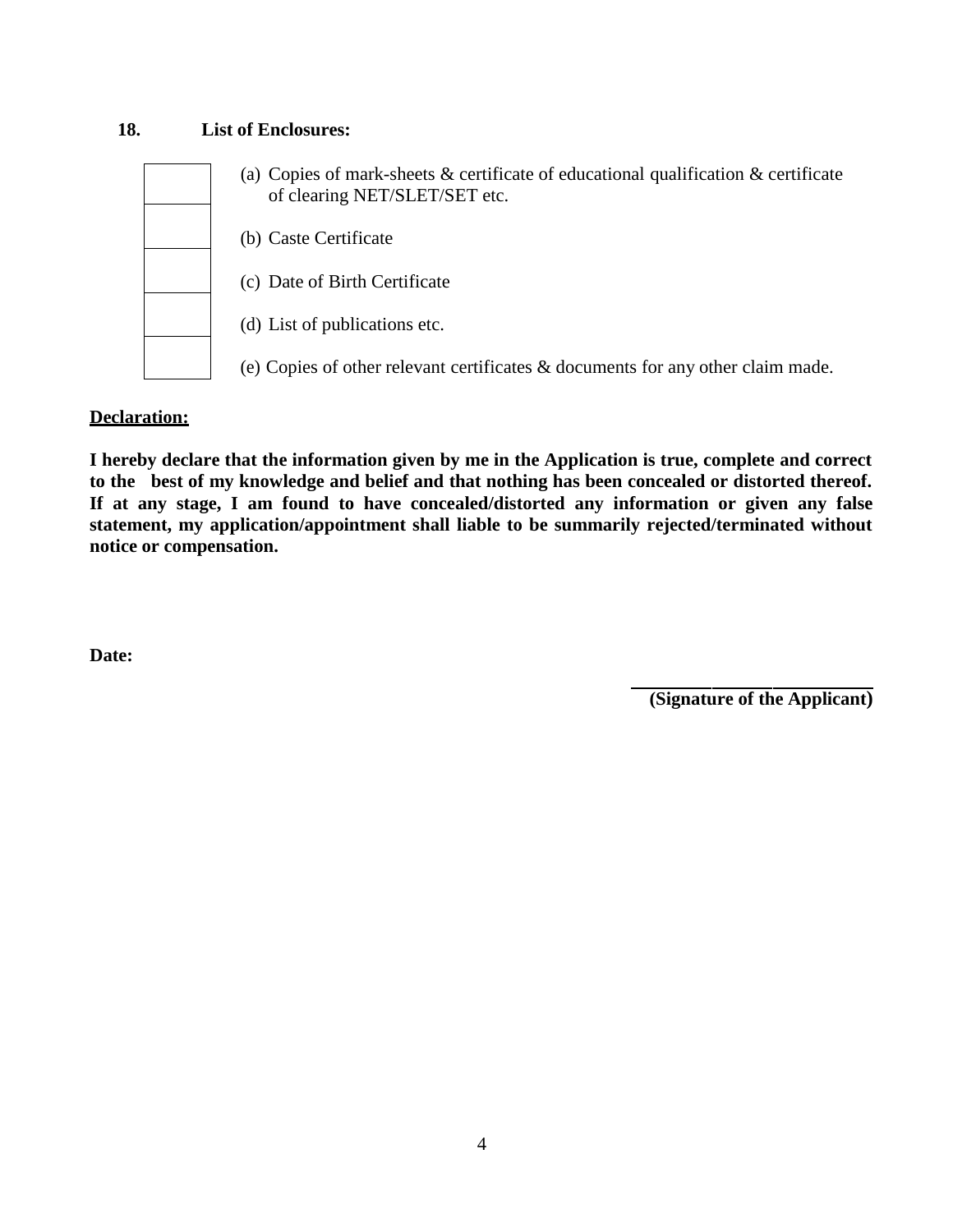**18. List of Enclosures:**

| | |
|---|---|
| | (a) Copies of mark-sheets & certificate of educational qualification & certificate of clearing NET/SLET/SET etc. |
| | (b) Caste Certificate |
| | (c) Date of Birth Certificate |
| | (d) List of publications etc. |
| | (e) Copies of other relevant certificates & documents for any other claim made. |

**<u>Declaration:</u>**

**I hereby declare that the information given by me in the Application is true, complete and correct to the best of my knowledge and belief and that nothing has been concealed or distorted thereof. If at any stage, I am found to have concealed/distorted any information or given any false statement, my application/appointment shall liable to be summarily rejected/terminated without notice or compensation.**

**Date:**

______________________

**(Signature of the Applicant)**